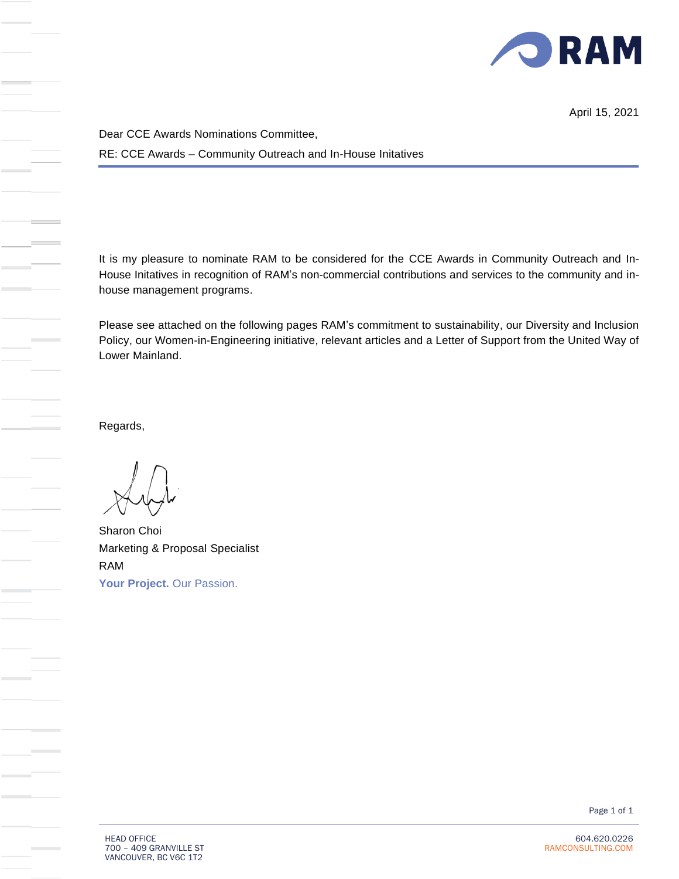April 15, 2021

Dear CCE Awards Nominations Committee,

RE: CCE Awards – Community Outreach and In-House Initatives

It is my pleasure to nominate RAM to be considered for the CCE Awards in Community Outreach and In-House Initatives in recognition of RAM's non-commercial contributions and services to the community and in-house management programs.

Please see attached on the following pages RAM's commitment to sustainability, our Diversity and Inclusion Policy, our Women-in-Engineering initiative, relevant articles and a Letter of Support from the United Way of Lower Mainland.

Regards,

Sharon Choi
Marketing & Proposal Specialist
RAM
**Your Project.** Our Passion.

HEAD OFFICE
700 – 409 GRANVILLE ST
VANCOUVER, BC V6C 1T2

604.620.0226
RAMCONSULTING.COM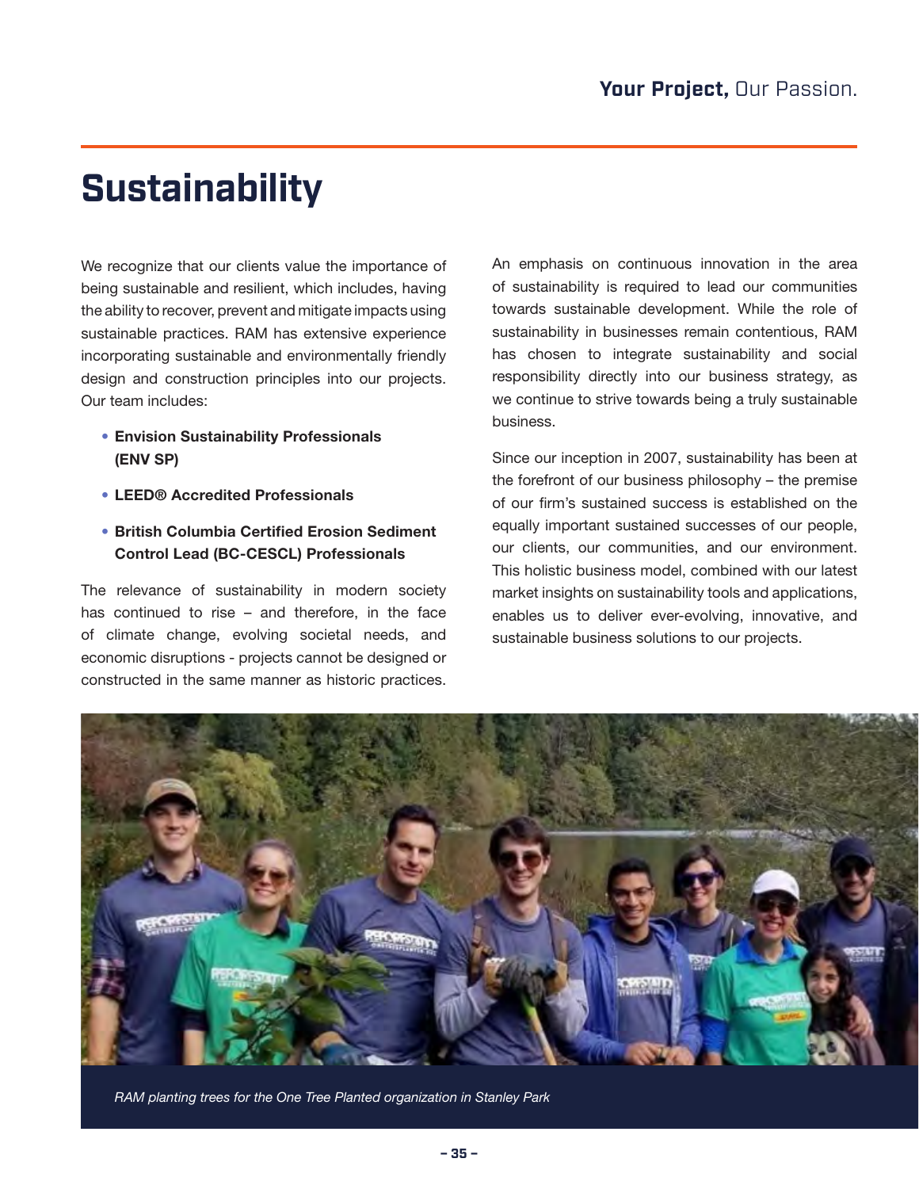# Sustainability

We recognize that our clients value the importance of being sustainable and resilient, which includes, having the ability to recover, prevent and mitigate impacts using sustainable practices. RAM has extensive experience incorporating sustainable and environmentally friendly design and construction principles into our projects. Our team includes:

- **Envision Sustainability Professionals (ENV SP)**
- **LEED® Accredited Professionals**
- **British Columbia Certified Erosion Sediment Control Lead (BC-CESCL) Professionals**

The relevance of sustainability in modern society has continued to rise – and therefore, in the face of climate change, evolving societal needs, and economic disruptions - projects cannot be designed or constructed in the same manner as historic practices.

An emphasis on continuous innovation in the area of sustainability is required to lead our communities towards sustainable development. While the role of sustainability in businesses remain contentious, RAM has chosen to integrate sustainability and social responsibility directly into our business strategy, as we continue to strive towards being a truly sustainable business.

Since our inception in 2007, sustainability has been at the forefront of our business philosophy – the premise of our firm's sustained success is established on the equally important sustained successes of our people, our clients, our communities, and our environment. This holistic business model, combined with our latest market insights on sustainability tools and applications, enables us to deliver ever-evolving, innovative, and sustainable business solutions to our projects.

*RAM planting trees for the One Tree Planted organization in Stanley Park*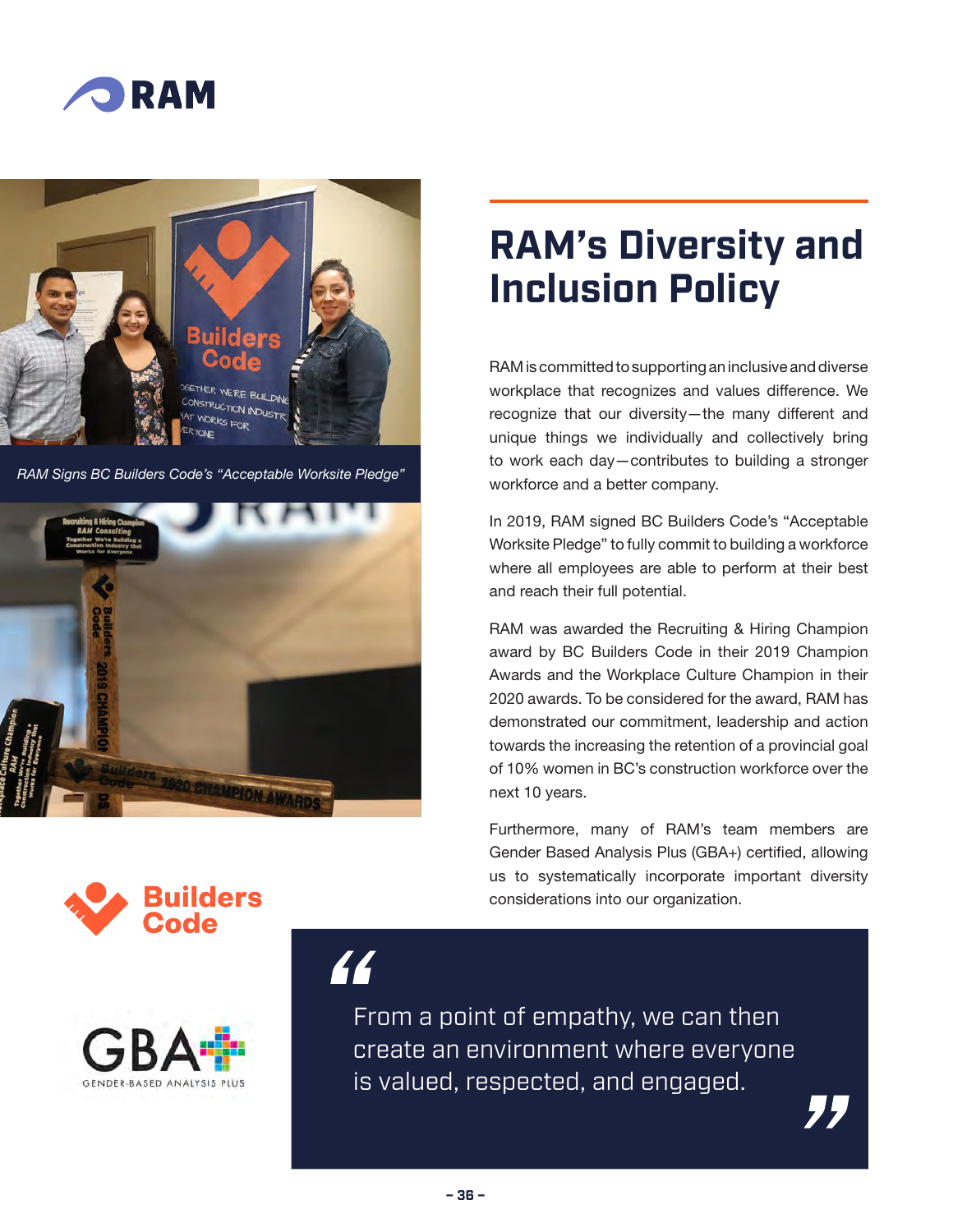RAM Signs BC Builders Code's "Acceptable Worksite Pledge"

# RAM's Diversity and Inclusion Policy

RAM is committed to supporting an inclusive and diverse workplace that recognizes and values difference. We recognize that our diversity—the many different and unique things we individually and collectively bring to work each day—contributes to building a stronger workforce and a better company.

In 2019, RAM signed BC Builders Code's "Acceptable Worksite Pledge" to fully commit to building a workforce where all employees are able to perform at their best and reach their full potential.

RAM was awarded the Recruiting & Hiring Champion award by BC Builders Code in their 2019 Champion Awards and the Workplace Culture Champion in their 2020 awards. To be considered for the award, RAM has demonstrated our commitment, leadership and action towards the increasing the retention of a provincial goal of 10% women in BC's construction workforce over the next 10 years.

Furthermore, many of RAM's team members are Gender Based Analysis Plus (GBA+) certified, allowing us to systematically incorporate important diversity considerations into our organization.

> "From a point of empathy, we can then create an environment where everyone is valued, respected, and engaged."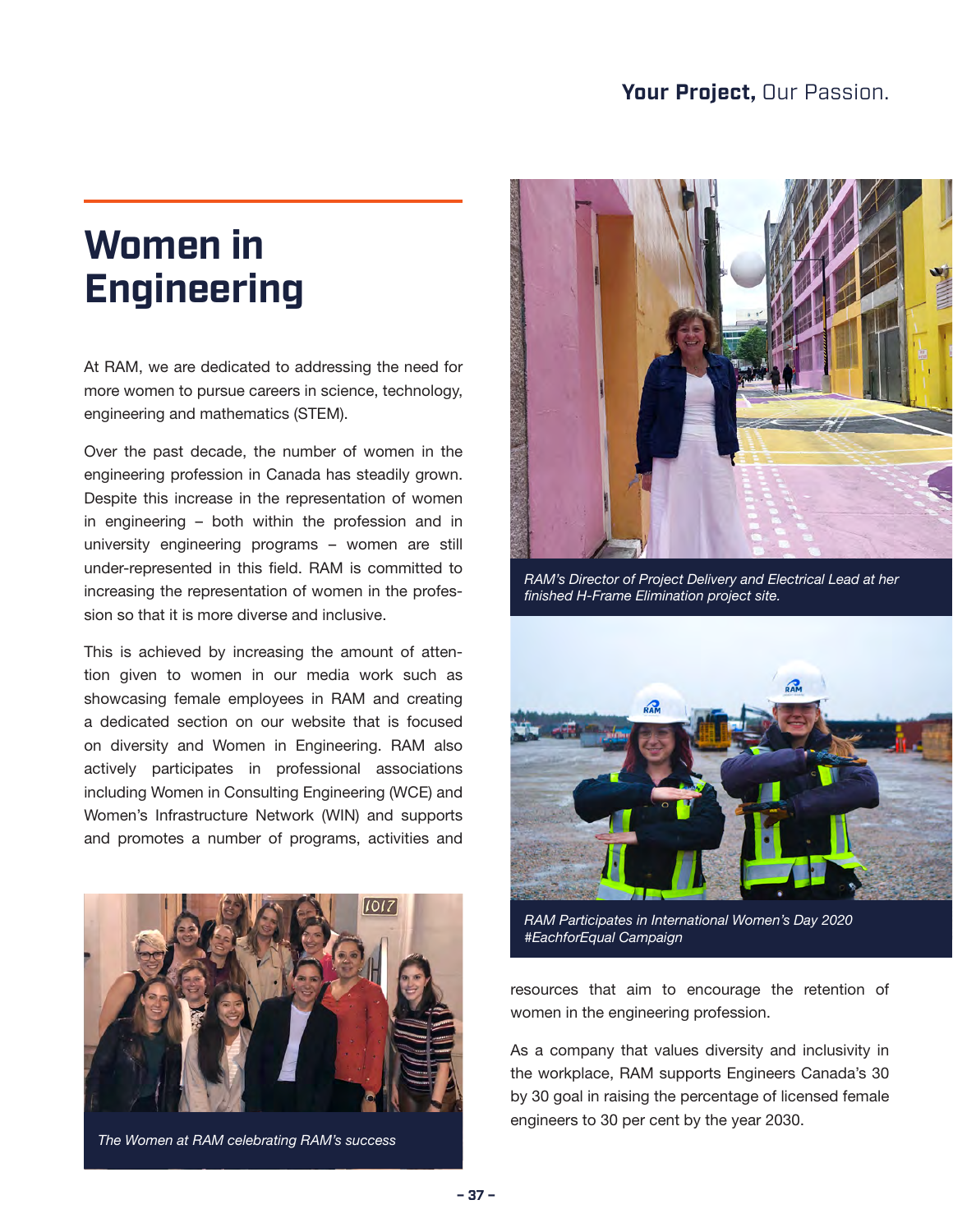# Women in Engineering

At RAM, we are dedicated to addressing the need for more women to pursue careers in science, technology, engineering and mathematics (STEM).

Over the past decade, the number of women in the engineering profession in Canada has steadily grown. Despite this increase in the representation of women in engineering – both within the profession and in university engineering programs – women are still under-represented in this field. RAM is committed to increasing the representation of women in the profession so that it is more diverse and inclusive.

This is achieved by increasing the amount of attention given to women in our media work such as showcasing female employees in RAM and creating a dedicated section on our website that is focused on diversity and Women in Engineering. RAM also actively participates in professional associations including Women in Consulting Engineering (WCE) and Women's Infrastructure Network (WIN) and supports and promotes a number of programs, activities and resources that aim to encourage the retention of women in the engineering profession.

*The Women at RAM celebrating RAM's success*

*RAM's Director of Project Delivery and Electrical Lead at her finished H-Frame Elimination project site.*

*RAM Participates in International Women's Day 2020 #EachforEqual Campaign*

As a company that values diversity and inclusivity in the workplace, RAM supports Engineers Canada's 30 by 30 goal in raising the percentage of licensed female engineers to 30 per cent by the year 2030.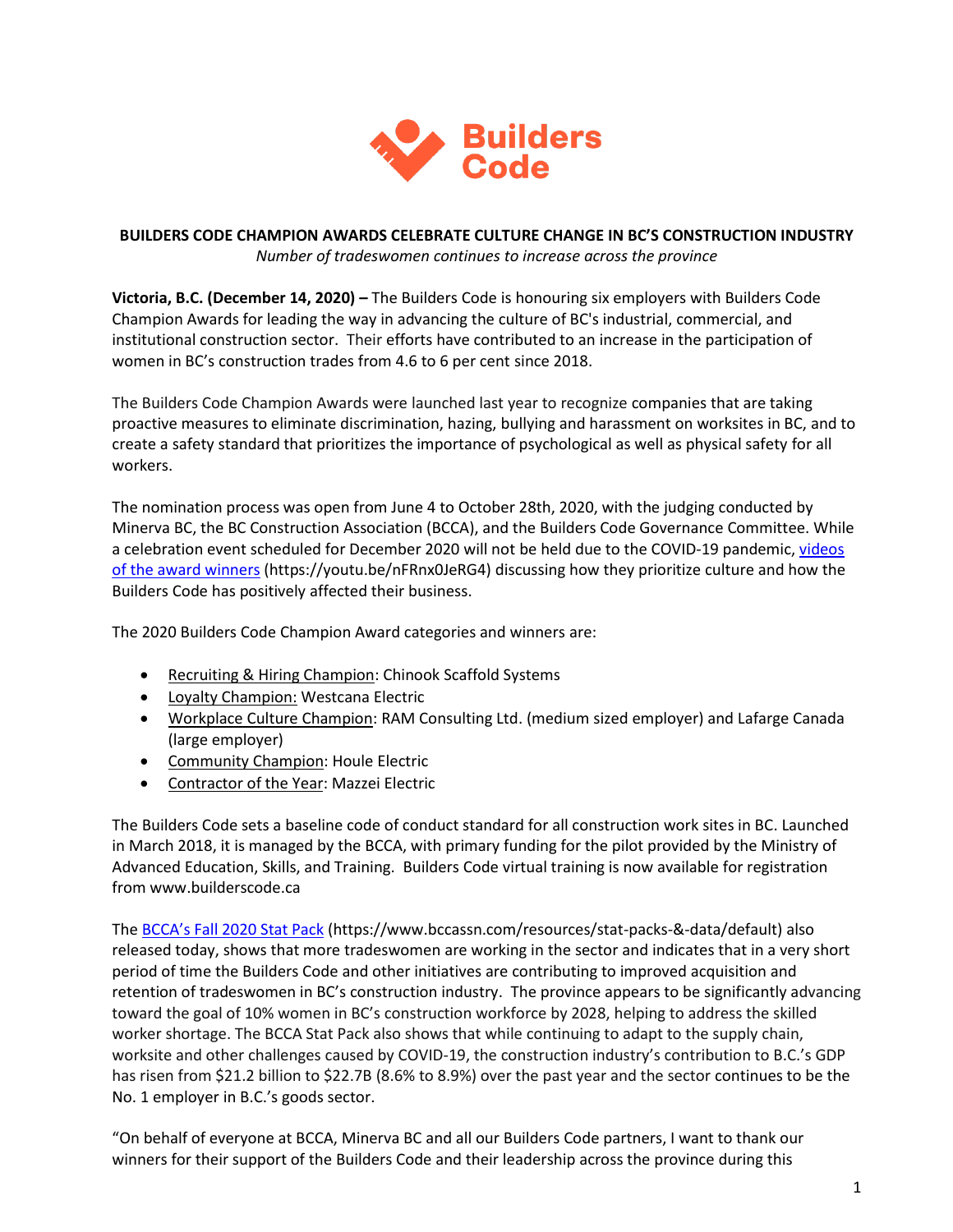**BUILDERS CODE CHAMPION AWARDS CELEBRATE CULTURE CHANGE IN BC'S CONSTRUCTION INDUSTRY**

*Number of tradeswomen continues to increase across the province*

**Victoria, B.C. (December 14, 2020) –** The Builders Code is honouring six employers with Builders Code Champion Awards for leading the way in advancing the culture of BC's industrial, commercial, and institutional construction sector. Their efforts have contributed to an increase in the participation of women in BC's construction trades from 4.6 to 6 per cent since 2018.

The Builders Code Champion Awards were launched last year to recognize companies that are taking proactive measures to eliminate discrimination, hazing, bullying and harassment on worksites in BC, and to create a safety standard that prioritizes the importance of psychological as well as physical safety for all workers.

The nomination process was open from June 4 to October 28th, 2020, with the judging conducted by Minerva BC, the BC Construction Association (BCCA), and the Builders Code Governance Committee. While a celebration event scheduled for December 2020 will not be held due to the COVID-19 pandemic, videos of the award winners (https://youtu.be/nFRnx0JeRG4) discussing how they prioritize culture and how the Builders Code has positively affected their business.

The 2020 Builders Code Champion Award categories and winners are:

- Recruiting & Hiring Champion: Chinook Scaffold Systems
- Loyalty Champion: Westcana Electric
- Workplace Culture Champion: RAM Consulting Ltd. (medium sized employer) and Lafarge Canada (large employer)
- Community Champion: Houle Electric
- Contractor of the Year: Mazzei Electric

The Builders Code sets a baseline code of conduct standard for all construction work sites in BC. Launched in March 2018, it is managed by the BCCA, with primary funding for the pilot provided by the Ministry of Advanced Education, Skills, and Training. Builders Code virtual training is now available for registration from www.builderscode.ca

The BCCA's Fall 2020 Stat Pack (https://www.bccassn.com/resources/stat-packs-&-data/default) also released today, shows that more tradeswomen are working in the sector and indicates that in a very short period of time the Builders Code and other initiatives are contributing to improved acquisition and retention of tradeswomen in BC's construction industry. The province appears to be significantly advancing toward the goal of 10% women in BC's construction workforce by 2028, helping to address the skilled worker shortage. The BCCA Stat Pack also shows that while continuing to adapt to the supply chain, worksite and other challenges caused by COVID-19, the construction industry's contribution to B.C.'s GDP has risen from $21.2 billion to $22.7B (8.6% to 8.9%) over the past year and the sector continues to be the No. 1 employer in B.C.'s goods sector.

"On behalf of everyone at BCCA, Minerva BC and all our Builders Code partners, I want to thank our winners for their support of the Builders Code and their leadership across the province during this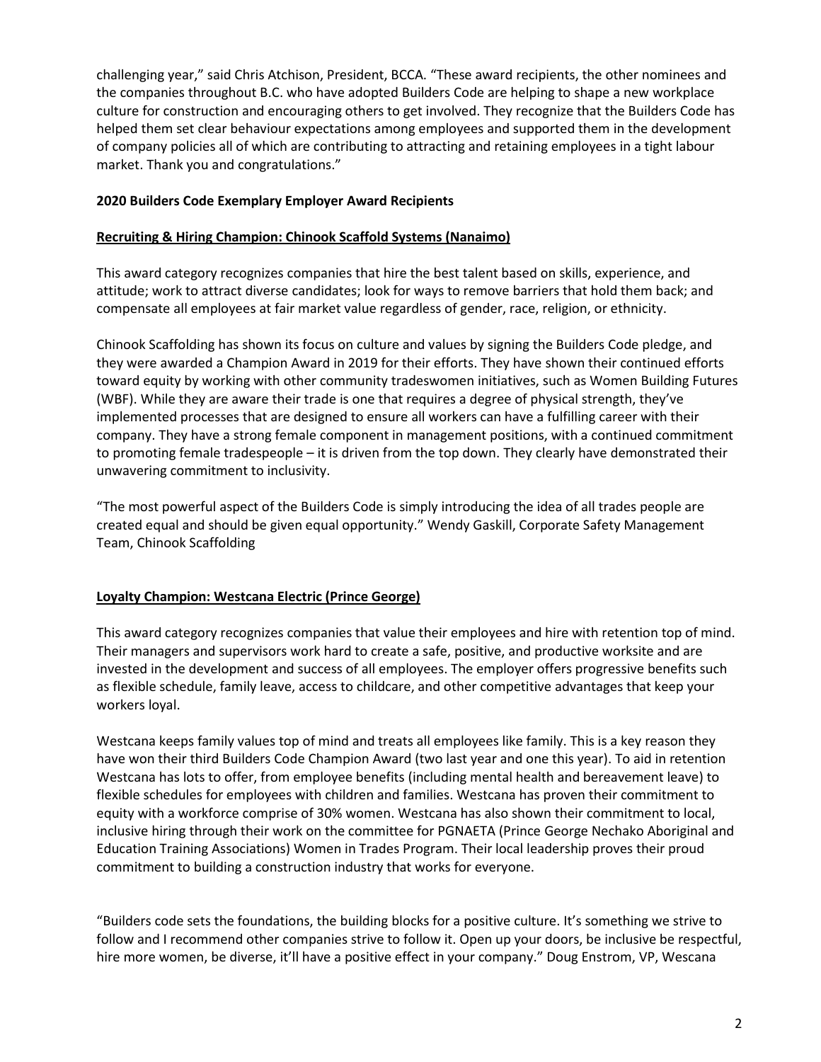challenging year," said Chris Atchison, President, BCCA. "These award recipients, the other nominees and the companies throughout B.C. who have adopted Builders Code are helping to shape a new workplace culture for construction and encouraging others to get involved. They recognize that the Builders Code has helped them set clear behaviour expectations among employees and supported them in the development of company policies all of which are contributing to attracting and retaining employees in a tight labour market. Thank you and congratulations."

**2020 Builders Code Exemplary Employer Award Recipients**

**Recruiting & Hiring Champion: Chinook Scaffold Systems (Nanaimo)**

This award category recognizes companies that hire the best talent based on skills, experience, and attitude; work to attract diverse candidates; look for ways to remove barriers that hold them back; and compensate all employees at fair market value regardless of gender, race, religion, or ethnicity.

Chinook Scaffolding has shown its focus on culture and values by signing the Builders Code pledge, and they were awarded a Champion Award in 2019 for their efforts. They have shown their continued efforts toward equity by working with other community tradeswomen initiatives, such as Women Building Futures (WBF). While they are aware their trade is one that requires a degree of physical strength, they've implemented processes that are designed to ensure all workers can have a fulfilling career with their company. They have a strong female component in management positions, with a continued commitment to promoting female tradespeople – it is driven from the top down. They clearly have demonstrated their unwavering commitment to inclusivity.

"The most powerful aspect of the Builders Code is simply introducing the idea of all trades people are created equal and should be given equal opportunity." Wendy Gaskill, Corporate Safety Management Team, Chinook Scaffolding

**Loyalty Champion: Westcana Electric (Prince George)**

This award category recognizes companies that value their employees and hire with retention top of mind. Their managers and supervisors work hard to create a safe, positive, and productive worksite and are invested in the development and success of all employees. The employer offers progressive benefits such as flexible schedule, family leave, access to childcare, and other competitive advantages that keep your workers loyal.

Westcana keeps family values top of mind and treats all employees like family. This is a key reason they have won their third Builders Code Champion Award (two last year and one this year). To aid in retention Westcana has lots to offer, from employee benefits (including mental health and bereavement leave) to flexible schedules for employees with children and families. Westcana has proven their commitment to equity with a workforce comprise of 30% women. Westcana has also shown their commitment to local, inclusive hiring through their work on the committee for PGNAETA (Prince George Nechako Aboriginal and Education Training Associations) Women in Trades Program. Their local leadership proves their proud commitment to building a construction industry that works for everyone.

"Builders code sets the foundations, the building blocks for a positive culture. It's something we strive to follow and I recommend other companies strive to follow it. Open up your doors, be inclusive be respectful, hire more women, be diverse, it'll have a positive effect in your company." Doug Enstrom, VP, Wescana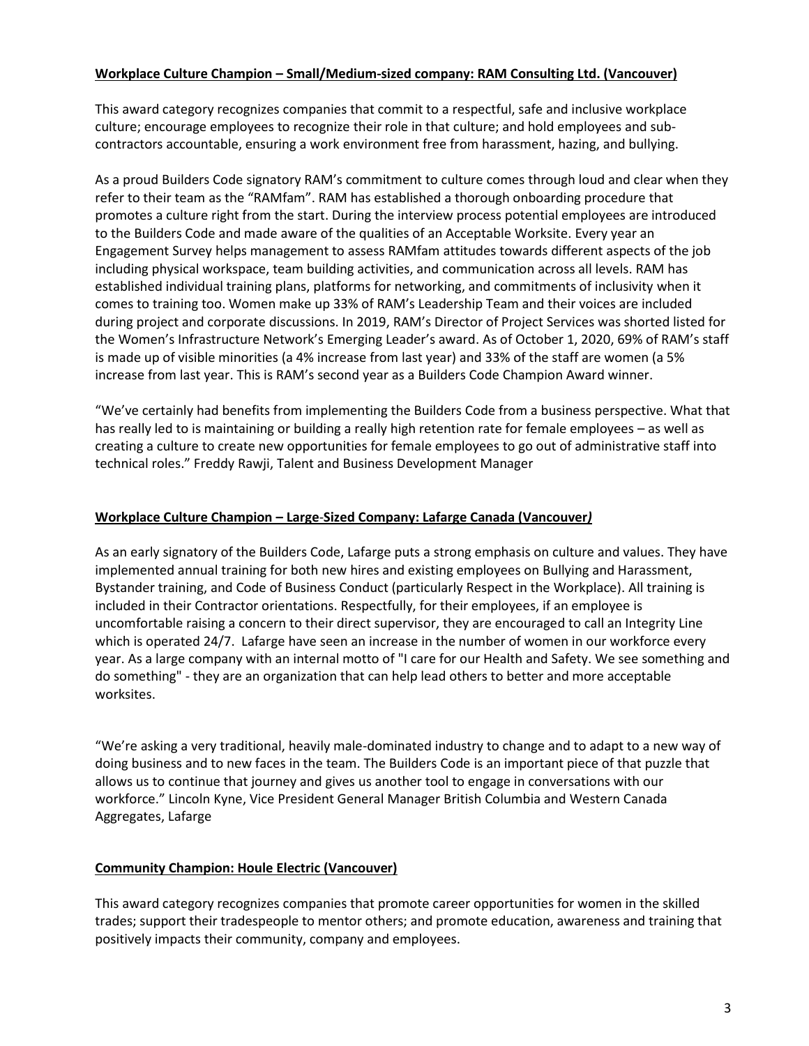**Workplace Culture Champion – Small/Medium-sized company: RAM Consulting Ltd. (Vancouver)**

This award category recognizes companies that commit to a respectful, safe and inclusive workplace culture; encourage employees to recognize their role in that culture; and hold employees and sub-contractors accountable, ensuring a work environment free from harassment, hazing, and bullying.

As a proud Builders Code signatory RAM's commitment to culture comes through loud and clear when they refer to their team as the "RAMfam". RAM has established a thorough onboarding procedure that promotes a culture right from the start. During the interview process potential employees are introduced to the Builders Code and made aware of the qualities of an Acceptable Worksite. Every year an Engagement Survey helps management to assess RAMfam attitudes towards different aspects of the job including physical workspace, team building activities, and communication across all levels. RAM has established individual training plans, platforms for networking, and commitments of inclusivity when it comes to training too. Women make up 33% of RAM's Leadership Team and their voices are included during project and corporate discussions. In 2019, RAM's Director of Project Services was shorted listed for the Women's Infrastructure Network's Emerging Leader's award. As of October 1, 2020, 69% of RAM's staff is made up of visible minorities (a 4% increase from last year) and 33% of the staff are women (a 5% increase from last year. This is RAM's second year as a Builders Code Champion Award winner.

"We've certainly had benefits from implementing the Builders Code from a business perspective. What that has really led to is maintaining or building a really high retention rate for female employees – as well as creating a culture to create new opportunities for female employees to go out of administrative staff into technical roles." Freddy Rawji, Talent and Business Development Manager

**Workplace Culture Champion – Large-Sized Company: Lafarge Canada (Vancouver)**

As an early signatory of the Builders Code, Lafarge puts a strong emphasis on culture and values. They have implemented annual training for both new hires and existing employees on Bullying and Harassment, Bystander training, and Code of Business Conduct (particularly Respect in the Workplace). All training is included in their Contractor orientations. Respectfully, for their employees, if an employee is uncomfortable raising a concern to their direct supervisor, they are encouraged to call an Integrity Line which is operated 24/7. Lafarge have seen an increase in the number of women in our workforce every year. As a large company with an internal motto of "I care for our Health and Safety. We see something and do something" - they are an organization that can help lead others to better and more acceptable worksites.

"We're asking a very traditional, heavily male-dominated industry to change and to adapt to a new way of doing business and to new faces in the team. The Builders Code is an important piece of that puzzle that allows us to continue that journey and gives us another tool to engage in conversations with our workforce." Lincoln Kyne, Vice President General Manager British Columbia and Western Canada Aggregates, Lafarge

**Community Champion: Houle Electric (Vancouver)**

This award category recognizes companies that promote career opportunities for women in the skilled trades; support their tradespeople to mentor others; and promote education, awareness and training that positively impacts their community, company and employees.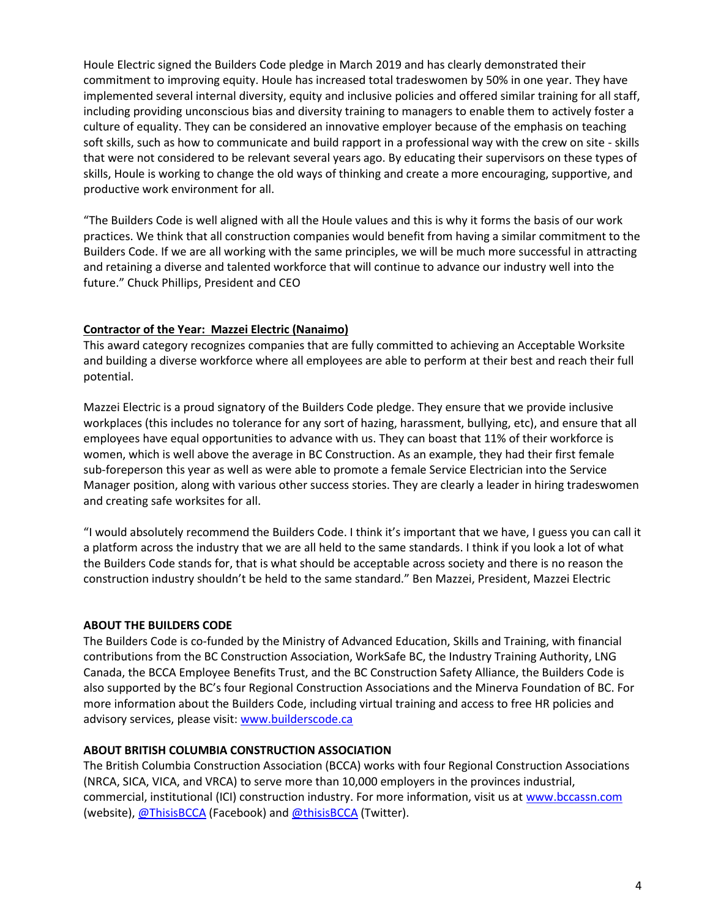Houle Electric signed the Builders Code pledge in March 2019 and has clearly demonstrated their commitment to improving equity. Houle has increased total tradeswomen by 50% in one year. They have implemented several internal diversity, equity and inclusive policies and offered similar training for all staff, including providing unconscious bias and diversity training to managers to enable them to actively foster a culture of equality. They can be considered an innovative employer because of the emphasis on teaching soft skills, such as how to communicate and build rapport in a professional way with the crew on site - skills that were not considered to be relevant several years ago. By educating their supervisors on these types of skills, Houle is working to change the old ways of thinking and create a more encouraging, supportive, and productive work environment for all.

"The Builders Code is well aligned with all the Houle values and this is why it forms the basis of our work practices. We think that all construction companies would benefit from having a similar commitment to the Builders Code. If we are all working with the same principles, we will be much more successful in attracting and retaining a diverse and talented workforce that will continue to advance our industry well into the future." Chuck Phillips, President and CEO

**Contractor of the Year: Mazzei Electric (Nanaimo)**

This award category recognizes companies that are fully committed to achieving an Acceptable Worksite and building a diverse workforce where all employees are able to perform at their best and reach their full potential.

Mazzei Electric is a proud signatory of the Builders Code pledge. They ensure that we provide inclusive workplaces (this includes no tolerance for any sort of hazing, harassment, bullying, etc), and ensure that all employees have equal opportunities to advance with us. They can boast that 11% of their workforce is women, which is well above the average in BC Construction. As an example, they had their first female sub-foreperson this year as well as were able to promote a female Service Electrician into the Service Manager position, along with various other success stories. They are clearly a leader in hiring tradeswomen and creating safe worksites for all.

"I would absolutely recommend the Builders Code. I think it's important that we have, I guess you can call it a platform across the industry that we are all held to the same standards. I think if you look a lot of what the Builders Code stands for, that is what should be acceptable across society and there is no reason the construction industry shouldn't be held to the same standard." Ben Mazzei, President, Mazzei Electric

**ABOUT THE BUILDERS CODE**

The Builders Code is co-funded by the Ministry of Advanced Education, Skills and Training, with financial contributions from the BC Construction Association, WorkSafe BC, the Industry Training Authority, LNG Canada, the BCCA Employee Benefits Trust, and the BC Construction Safety Alliance, the Builders Code is also supported by the BC's four Regional Construction Associations and the Minerva Foundation of BC. For more information about the Builders Code, including virtual training and access to free HR policies and advisory services, please visit: [www.builderscode.ca](www.builderscode.ca)

**ABOUT BRITISH COLUMBIA CONSTRUCTION ASSOCIATION**

The British Columbia Construction Association (BCCA) works with four Regional Construction Associations (NRCA, SICA, VICA, and VRCA) to serve more than 10,000 employers in the provinces industrial, commercial, institutional (ICI) construction industry. For more information, visit us at [www.bccassn.com](www.bccassn.com) (website), @ThisisBCCA (Facebook) and @thisisBCCA (Twitter).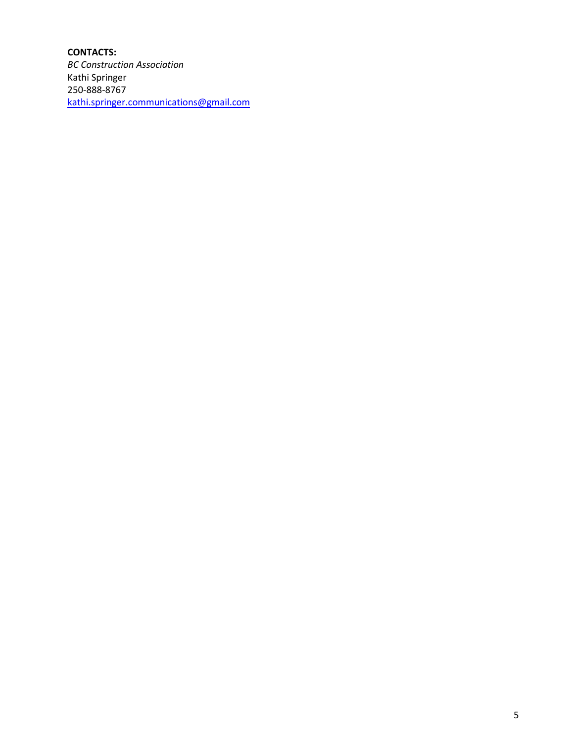**CONTACTS:**

*BC Construction Association*
Kathi Springer
250-888-8767
kathi.springer.communications@gmail.com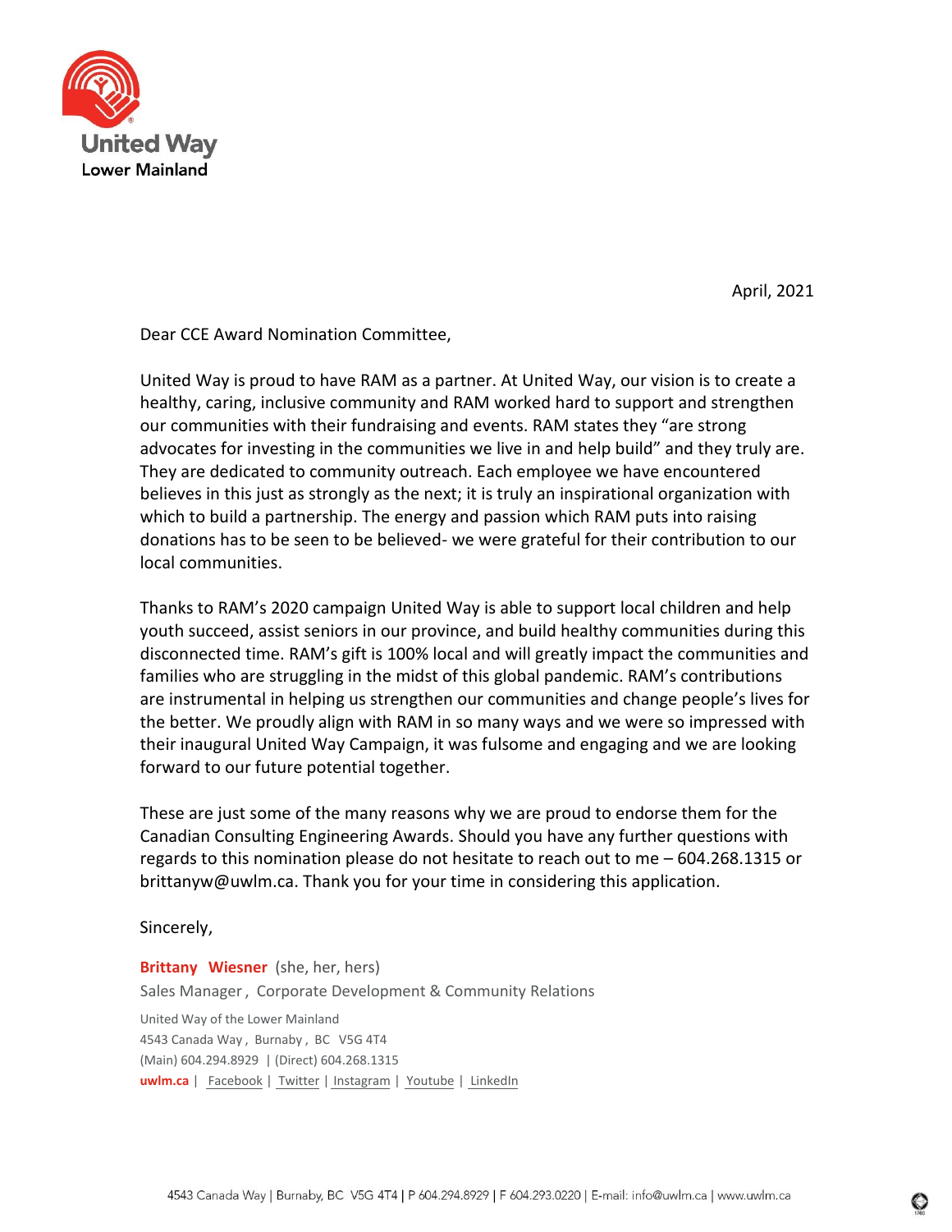United Way
Lower Mainland

April, 2021

Dear CCE Award Nomination Committee,

United Way is proud to have RAM as a partner. At United Way, our vision is to create a healthy, caring, inclusive community and RAM worked hard to support and strengthen our communities with their fundraising and events. RAM states they "are strong advocates for investing in the communities we live in and help build" and they truly are. They are dedicated to community outreach. Each employee we have encountered believes in this just as strongly as the next; it is truly an inspirational organization with which to build a partnership. The energy and passion which RAM puts into raising donations has to be seen to be believed- we were grateful for their contribution to our local communities.

Thanks to RAM's 2020 campaign United Way is able to support local children and help youth succeed, assist seniors in our province, and build healthy communities during this disconnected time. RAM's gift is 100% local and will greatly impact the communities and families who are struggling in the midst of this global pandemic. RAM's contributions are instrumental in helping us strengthen our communities and change people's lives for the better. We proudly align with RAM in so many ways and we were so impressed with their inaugural United Way Campaign, it was fulsome and engaging and we are looking forward to our future potential together.

These are just some of the many reasons why we are proud to endorse them for the Canadian Consulting Engineering Awards. Should you have any further questions with regards to this nomination please do not hesitate to reach out to me – 604.268.1315 or brittanyw@uwlm.ca. Thank you for your time in considering this application.

Sincerely,

**Brittany Wiesner** (she, her, hers)
Sales Manager, Corporate Development & Community Relations

United Way of the Lower Mainland
4543 Canada Way, Burnaby, BC V5G 4T4
(Main) 604.294.8929 | (Direct) 604.268.1315
**uwlm.ca** | Facebook | Twitter | Instagram | Youtube | LinkedIn

4543 Canada Way | Burnaby, BC V5G 4T4 | P 604.294.8929 | F 604.293.0220 | E-mail: info@uwlm.ca | www.uwlm.ca